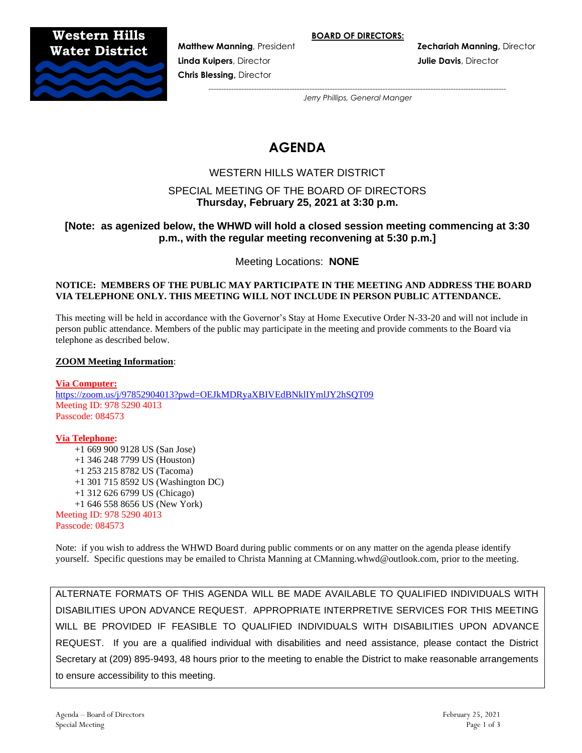**Western Hills Water District**

**BOARD OF DIRECTORS:**

**Matthew Manning**, President
**Linda Kuipers**, Director
**Chris Blessing**, Director
**Zechariah Manning,** Director
**Julie Davis**, Director

*Jerry Phillips, General Manger*

# AGENDA

## WESTERN HILLS WATER DISTRICT

SPECIAL MEETING OF THE BOARD OF DIRECTORS
**Thursday, February 25, 2021 at 3:30 p.m.**

**[Note: as agenized below, the WHWD will hold a closed session meeting commencing at 3:30 p.m., with the regular meeting reconvening at 5:30 p.m.]**

Meeting Locations: **NONE**

**NOTICE: MEMBERS OF THE PUBLIC MAY PARTICIPATE IN THE MEETING AND ADDRESS THE BOARD VIA TELEPHONE ONLY. THIS MEETING WILL NOT INCLUDE IN PERSON PUBLIC ATTENDANCE.**

This meeting will be held in accordance with the Governor's Stay at Home Executive Order N-33-20 and will not include in person public attendance. Members of the public may participate in the meeting and provide comments to the Board via telephone as described below.

**ZOOM Meeting Information**:

**Via Computer:**
https://zoom.us/j/97852904013?pwd=OEJkMDRyaXBIVEdBNklIYmlJY2hSQT09
Meeting ID: 978 5290 4013
Passcode: 084573

**Via Telephone:**
+1 669 900 9128 US (San Jose)
+1 346 248 7799 US (Houston)
+1 253 215 8782 US (Tacoma)
+1 301 715 8592 US (Washington DC)
+1 312 626 6799 US (Chicago)
+1 646 558 8656 US (New York)
Meeting ID: 978 5290 4013
Passcode: 084573

Note: if you wish to address the WHWD Board during public comments or on any matter on the agenda please identify yourself. Specific questions may be emailed to Christa Manning at CManning.whwd@outlook.com, prior to the meeting.

ALTERNATE FORMATS OF THIS AGENDA WILL BE MADE AVAILABLE TO QUALIFIED INDIVIDUALS WITH DISABILITIES UPON ADVANCE REQUEST. APPROPRIATE INTERPRETIVE SERVICES FOR THIS MEETING WILL BE PROVIDED IF FEASIBLE TO QUALIFIED INDIVIDUALS WITH DISABILITIES UPON ADVANCE REQUEST. If you are a qualified individual with disabilities and need assistance, please contact the District Secretary at (209) 895-9493, 48 hours prior to the meeting to enable the District to make reasonable arrangements to ensure accessibility to this meeting.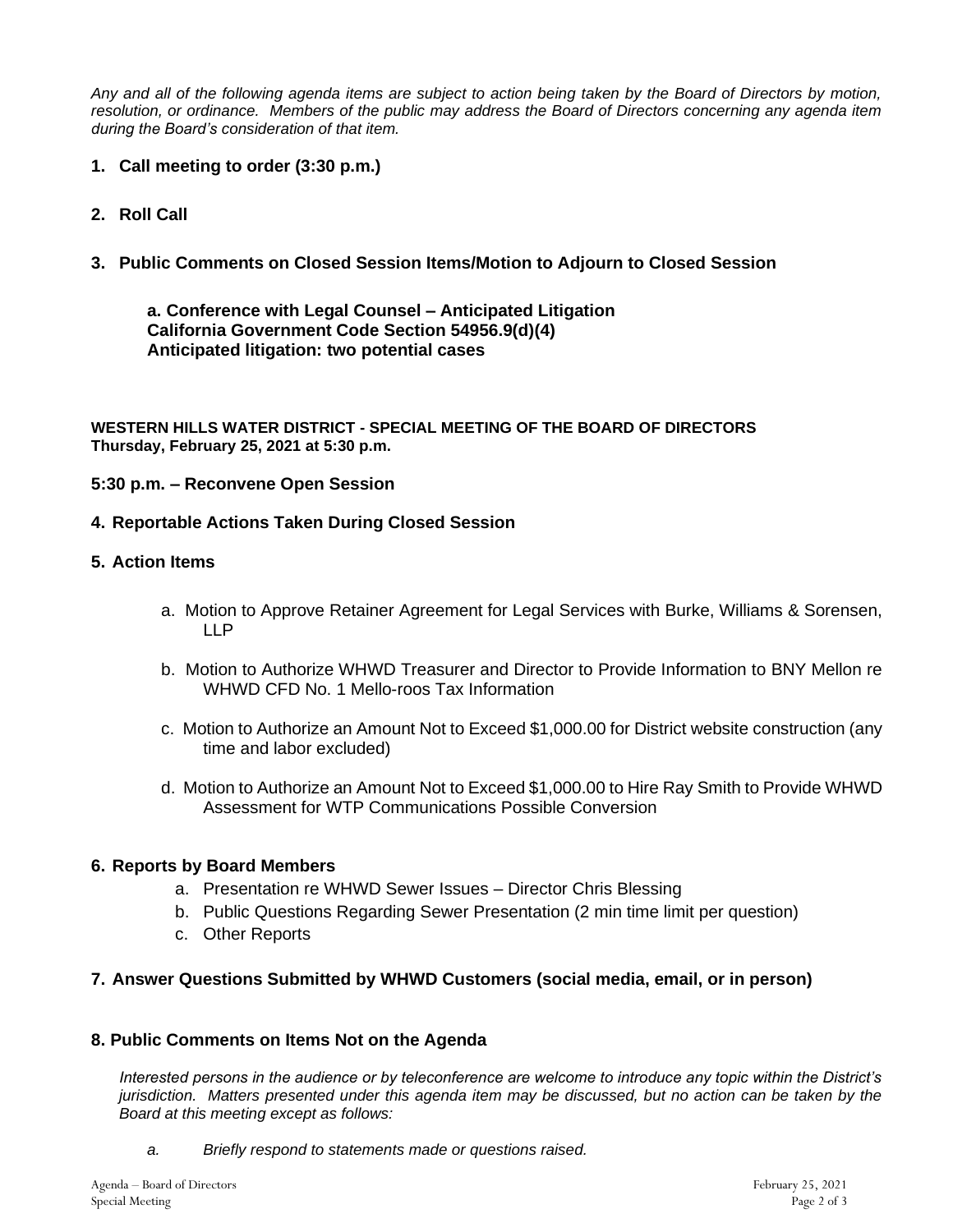*Any and all of the following agenda items are subject to action being taken by the Board of Directors by motion, resolution, or ordinance. Members of the public may address the Board of Directors concerning any agenda item during the Board's consideration of that item.*

**1. Call meeting to order (3:30 p.m.)**

**2. Roll Call**

**3. Public Comments on Closed Session Items/Motion to Adjourn to Closed Session**

**a. Conference with Legal Counsel – Anticipated Litigation**
**California Government Code Section 54956.9(d)(4)**
**Anticipated litigation: two potential cases**

**WESTERN HILLS WATER DISTRICT - SPECIAL MEETING OF THE BOARD OF DIRECTORS**
**Thursday, February 25, 2021 at 5:30 p.m.**

**5:30 p.m. – Reconvene Open Session**

**4. Reportable Actions Taken During Closed Session**

**5. Action Items**

a. Motion to Approve Retainer Agreement for Legal Services with Burke, Williams & Sorensen, LLP

b. Motion to Authorize WHWD Treasurer and Director to Provide Information to BNY Mellon re WHWD CFD No. 1 Mello-roos Tax Information

c. Motion to Authorize an Amount Not to Exceed $1,000.00 for District website construction (any time and labor excluded)

d. Motion to Authorize an Amount Not to Exceed $1,000.00 to Hire Ray Smith to Provide WHWD Assessment for WTP Communications Possible Conversion

**6. Reports by Board Members**

a. Presentation re WHWD Sewer Issues – Director Chris Blessing
b. Public Questions Regarding Sewer Presentation (2 min time limit per question)
c. Other Reports

**7. Answer Questions Submitted by WHWD Customers (social media, email, or in person)**

**8. Public Comments on Items Not on the Agenda**

*Interested persons in the audience or by teleconference are welcome to introduce any topic within the District's jurisdiction. Matters presented under this agenda item may be discussed, but no action can be taken by the Board at this meeting except as follows:*

*a. Briefly respond to statements made or questions raised.*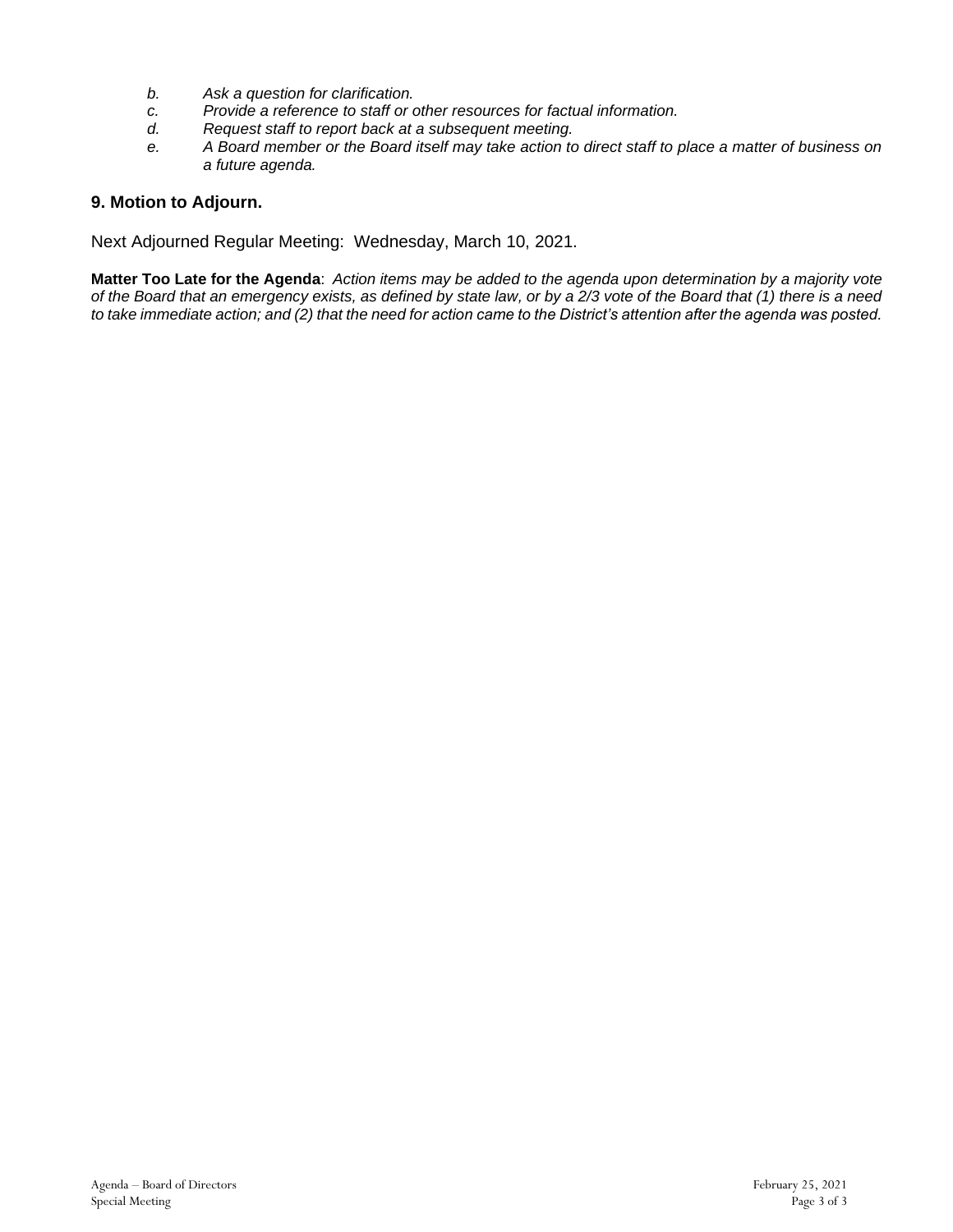*b. Ask a question for clarification.*
*c. Provide a reference to staff or other resources for factual information.*
*d. Request staff to report back at a subsequent meeting.*
*e. A Board member or the Board itself may take action to direct staff to place a matter of business on a future agenda.*

### 9. Motion to Adjourn.

Next Adjourned Regular Meeting: Wednesday, March 10, 2021.

**Matter Too Late for the Agenda**: *Action items may be added to the agenda upon determination by a majority vote of the Board that an emergency exists, as defined by state law, or by a 2/3 vote of the Board that (1) there is a need to take immediate action; and (2) that the need for action came to the District's attention after the agenda was posted.*